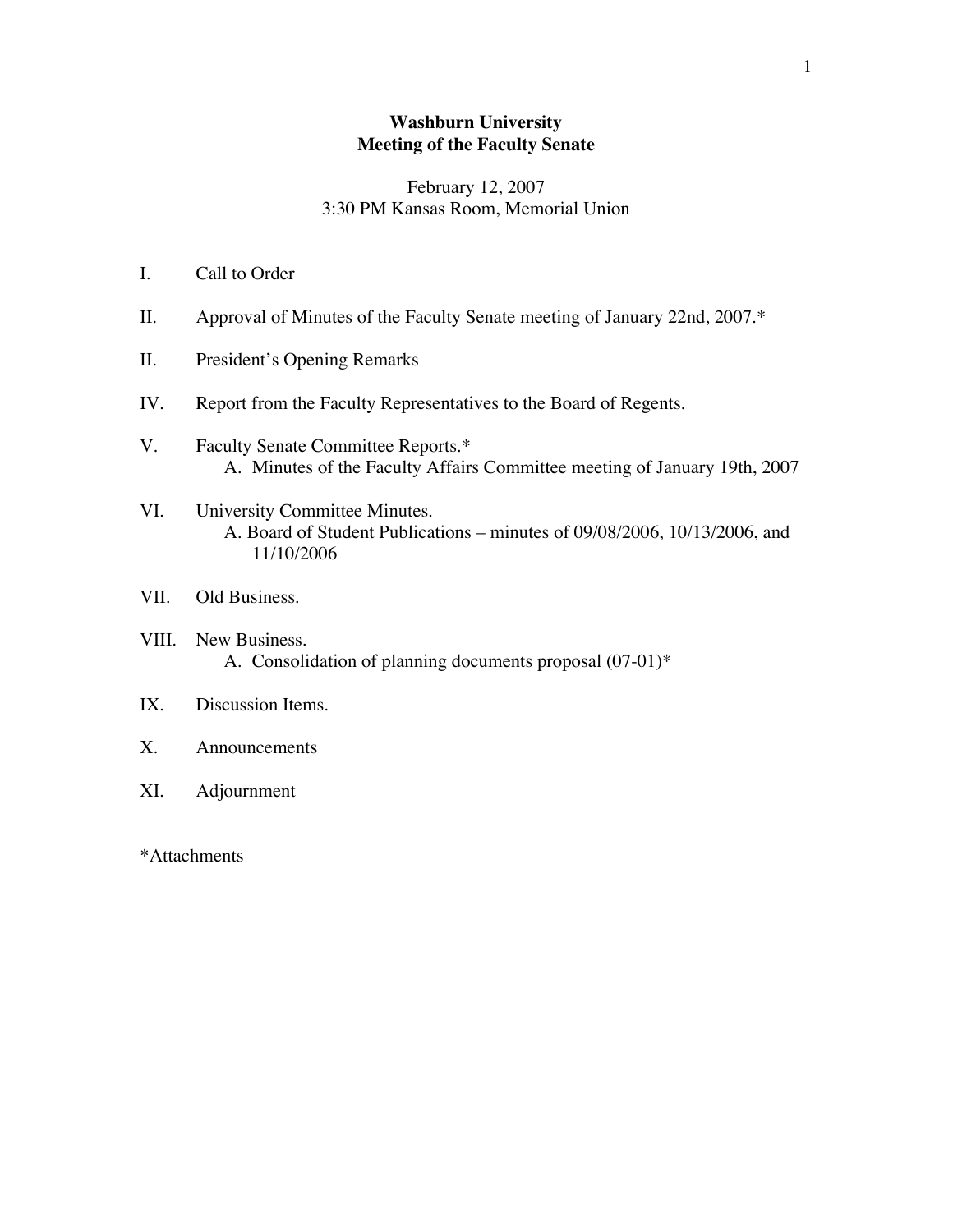# Washburn University
## Meeting of the Faculty Senate

February 12, 2007
3:30 PM Kansas Room, Memorial Union

I. Call to Order

II. Approval of Minutes of the Faculty Senate meeting of January 22nd, 2007.*

II. President's Opening Remarks

IV. Report from the Faculty Representatives to the Board of Regents.

V. Faculty Senate Committee Reports.*
   A. Minutes of the Faculty Affairs Committee meeting of January 19th, 2007

VI. University Committee Minutes.
   A. Board of Student Publications – minutes of 09/08/2006, 10/13/2006, and 11/10/2006

VII. Old Business.

VIII. New Business.
   A. Consolidation of planning documents proposal (07-01)*

IX. Discussion Items.

X. Announcements

XI. Adjournment

*Attachments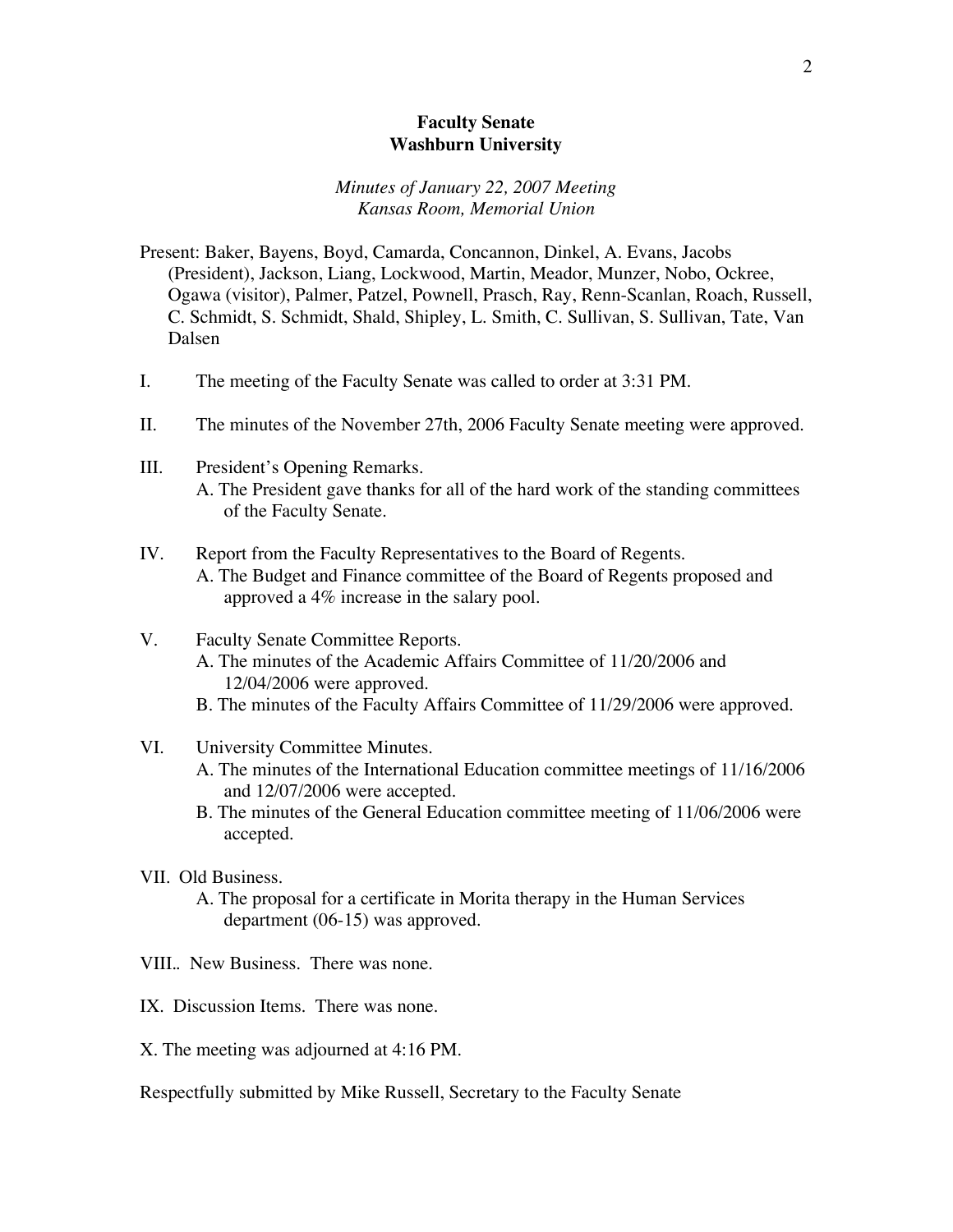# Faculty Senate
# Washburn University

*Minutes of January 22, 2007 Meeting*
*Kansas Room, Memorial Union*

Present: Baker, Bayens, Boyd, Camarda, Concannon, Dinkel, A. Evans, Jacobs (President), Jackson, Liang, Lockwood, Martin, Meador, Munzer, Nobo, Ockree, Ogawa (visitor), Palmer, Patzel, Pownell, Prasch, Ray, Renn-Scanlan, Roach, Russell, C. Schmidt, S. Schmidt, Shald, Shipley, L. Smith, C. Sullivan, S. Sullivan, Tate, Van Dalsen

I. The meeting of the Faculty Senate was called to order at 3:31 PM.

II. The minutes of the November 27th, 2006 Faculty Senate meeting were approved.

III. President's Opening Remarks.
   A. The President gave thanks for all of the hard work of the standing committees of the Faculty Senate.

IV. Report from the Faculty Representatives to the Board of Regents.
   A. The Budget and Finance committee of the Board of Regents proposed and approved a 4% increase in the salary pool.

V. Faculty Senate Committee Reports.
   A. The minutes of the Academic Affairs Committee of 11/20/2006 and 12/04/2006 were approved.
   B. The minutes of the Faculty Affairs Committee of 11/29/2006 were approved.

VI. University Committee Minutes.
   A. The minutes of the International Education committee meetings of 11/16/2006 and 12/07/2006 were accepted.
   B. The minutes of the General Education committee meeting of 11/06/2006 were accepted.

VII. Old Business.
   A. The proposal for a certificate in Morita therapy in the Human Services department (06-15) was approved.

VIII.. New Business. There was none.

IX. Discussion Items. There was none.

X. The meeting was adjourned at 4:16 PM.

Respectfully submitted by Mike Russell, Secretary to the Faculty Senate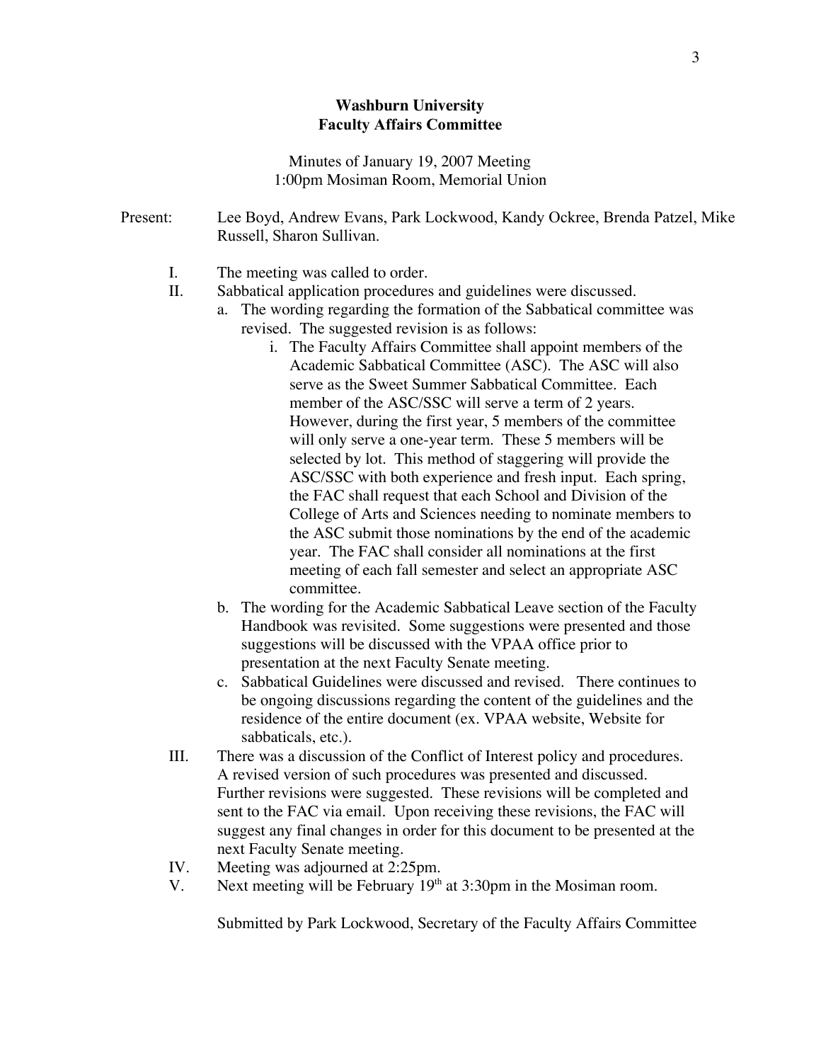**Washburn University**
**Faculty Affairs Committee**

Minutes of January 19, 2007 Meeting
1:00pm Mosiman Room, Memorial Union

Present: Lee Boyd, Andrew Evans, Park Lockwood, Kandy Ockree, Brenda Patzel, Mike Russell, Sharon Sullivan.

I. The meeting was called to order.

II. Sabbatical application procedures and guidelines were discussed.
   a. The wording regarding the formation of the Sabbatical committee was revised. The suggested revision is as follows:
      i. The Faculty Affairs Committee shall appoint members of the Academic Sabbatical Committee (ASC). The ASC will also serve as the Sweet Summer Sabbatical Committee. Each member of the ASC/SSC will serve a term of 2 years. However, during the first year, 5 members of the committee will only serve a one-year term. These 5 members will be selected by lot. This method of staggering will provide the ASC/SSC with both experience and fresh input. Each spring, the FAC shall request that each School and Division of the College of Arts and Sciences needing to nominate members to the ASC submit those nominations by the end of the academic year. The FAC shall consider all nominations at the first meeting of each fall semester and select an appropriate ASC committee.
   b. The wording for the Academic Sabbatical Leave section of the Faculty Handbook was revisited. Some suggestions were presented and those suggestions will be discussed with the VPAA office prior to presentation at the next Faculty Senate meeting.
   c. Sabbatical Guidelines were discussed and revised. There continues to be ongoing discussions regarding the content of the guidelines and the residence of the entire document (ex. VPAA website, Website for sabbaticals, etc.).

III. There was a discussion of the Conflict of Interest policy and procedures. A revised version of such procedures was presented and discussed. Further revisions were suggested. These revisions will be completed and sent to the FAC via email. Upon receiving these revisions, the FAC will suggest any final changes in order for this document to be presented at the next Faculty Senate meeting.

IV. Meeting was adjourned at 2:25pm.

V. Next meeting will be February 19th at 3:30pm in the Mosiman room.

Submitted by Park Lockwood, Secretary of the Faculty Affairs Committee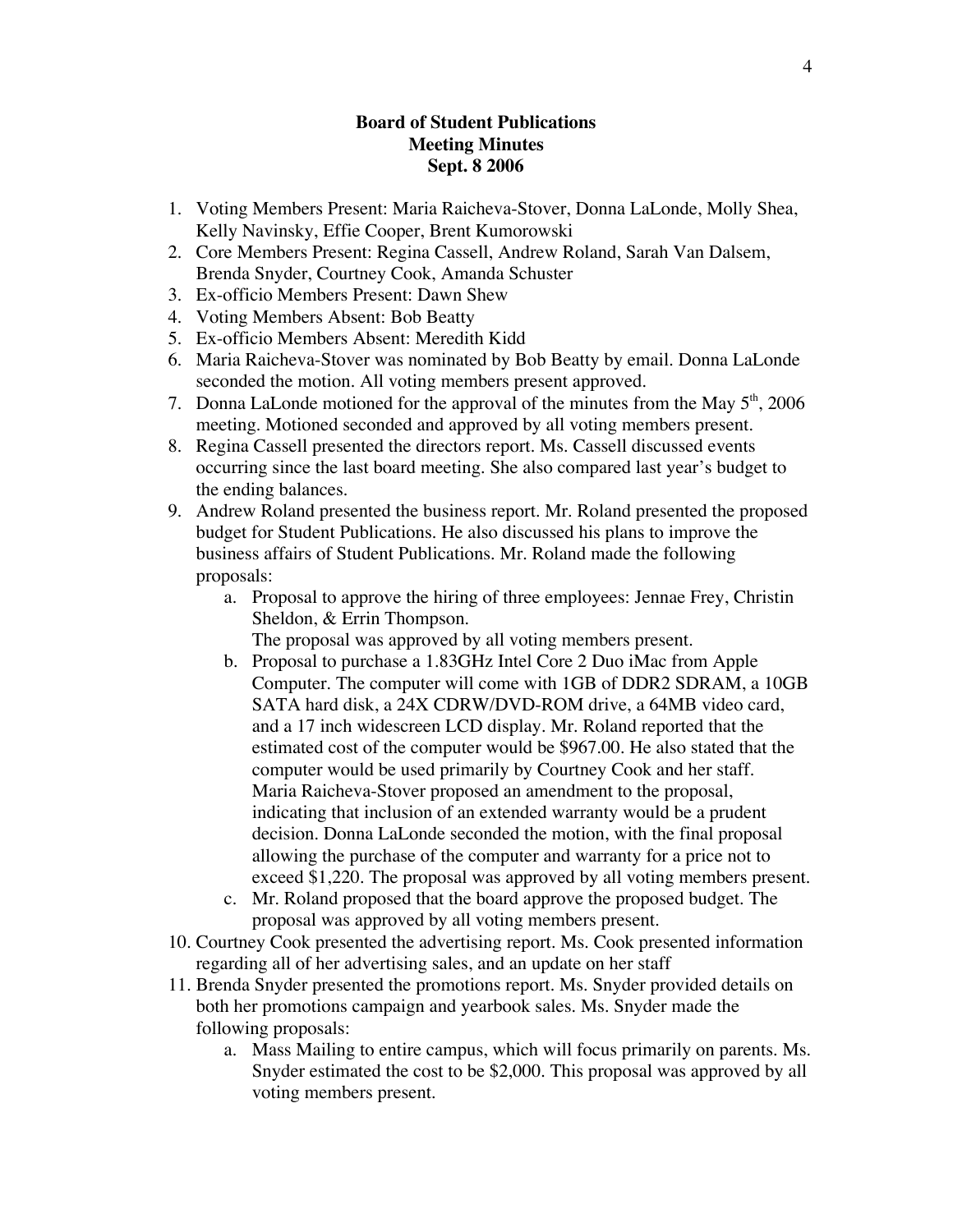**Board of Student Publications**
**Meeting Minutes**
**Sept. 8 2006**

1. Voting Members Present: Maria Raicheva-Stover, Donna LaLonde, Molly Shea, Kelly Navinsky, Effie Cooper, Brent Kumorowski
2. Core Members Present: Regina Cassell, Andrew Roland, Sarah Van Dalsem, Brenda Snyder, Courtney Cook, Amanda Schuster
3. Ex-officio Members Present: Dawn Shew
4. Voting Members Absent: Bob Beatty
5. Ex-officio Members Absent: Meredith Kidd
6. Maria Raicheva-Stover was nominated by Bob Beatty by email. Donna LaLonde seconded the motion. All voting members present approved.
7. Donna LaLonde motioned for the approval of the minutes from the May 5th, 2006 meeting. Motioned seconded and approved by all voting members present.
8. Regina Cassell presented the directors report. Ms. Cassell discussed events occurring since the last board meeting. She also compared last year's budget to the ending balances.
9. Andrew Roland presented the business report. Mr. Roland presented the proposed budget for Student Publications. He also discussed his plans to improve the business affairs of Student Publications. Mr. Roland made the following proposals:
    a. Proposal to approve the hiring of three employees: Jennae Frey, Christin Sheldon, & Errin Thompson.
       The proposal was approved by all voting members present.
    b. Proposal to purchase a 1.83GHz Intel Core 2 Duo iMac from Apple Computer. The computer will come with 1GB of DDR2 SDRAM, a 10GB SATA hard disk, a 24X CDRW/DVD-ROM drive, a 64MB video card, and a 17 inch widescreen LCD display. Mr. Roland reported that the estimated cost of the computer would be $967.00. He also stated that the computer would be used primarily by Courtney Cook and her staff. Maria Raicheva-Stover proposed an amendment to the proposal, indicating that inclusion of an extended warranty would be a prudent decision. Donna LaLonde seconded the motion, with the final proposal allowing the purchase of the computer and warranty for a price not to exceed $1,220. The proposal was approved by all voting members present.
    c. Mr. Roland proposed that the board approve the proposed budget. The proposal was approved by all voting members present.
10. Courtney Cook presented the advertising report. Ms. Cook presented information regarding all of her advertising sales, and an update on her staff
11. Brenda Snyder presented the promotions report. Ms. Snyder provided details on both her promotions campaign and yearbook sales. Ms. Snyder made the following proposals:
    a. Mass Mailing to entire campus, which will focus primarily on parents. Ms. Snyder estimated the cost to be $2,000. This proposal was approved by all voting members present.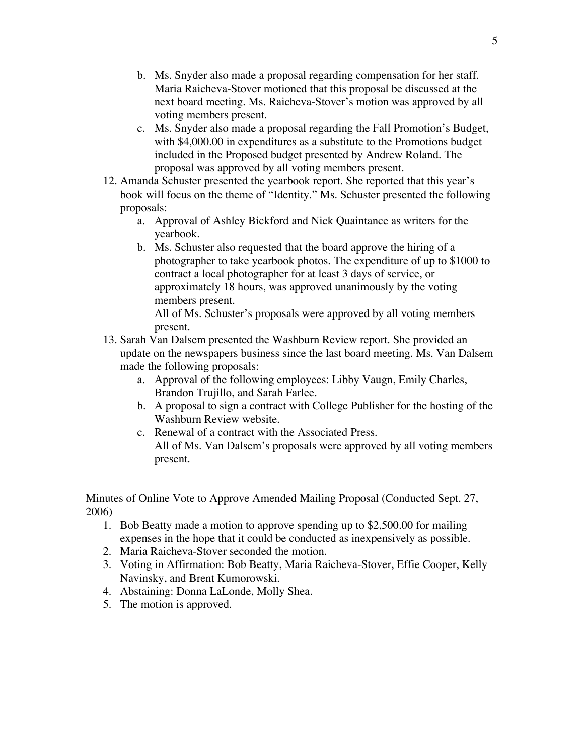b. Ms. Snyder also made a proposal regarding compensation for her staff. Maria Raicheva-Stover motioned that this proposal be discussed at the next board meeting. Ms. Raicheva-Stover's motion was approved by all voting members present.

c. Ms. Snyder also made a proposal regarding the Fall Promotion's Budget, with $4,000.00 in expenditures as a substitute to the Promotions budget included in the Proposed budget presented by Andrew Roland. The proposal was approved by all voting members present.

12. Amanda Schuster presented the yearbook report. She reported that this year's book will focus on the theme of "Identity." Ms. Schuster presented the following proposals:
    a. Approval of Ashley Bickford and Nick Quaintance as writers for the yearbook.
    b. Ms. Schuster also requested that the board approve the hiring of a photographer to take yearbook photos. The expenditure of up to $1000 to contract a local photographer for at least 3 days of service, or approximately 18 hours, was approved unanimously by the voting members present.
    All of Ms. Schuster's proposals were approved by all voting members present.
13. Sarah Van Dalsem presented the Washburn Review report. She provided an update on the newspapers business since the last board meeting. Ms. Van Dalsem made the following proposals:
    a. Approval of the following employees: Libby Vaugn, Emily Charles, Brandon Trujillo, and Sarah Farlee.
    b. A proposal to sign a contract with College Publisher for the hosting of the Washburn Review website.
    c. Renewal of a contract with the Associated Press.
    All of Ms. Van Dalsem's proposals were approved by all voting members present.

Minutes of Online Vote to Approve Amended Mailing Proposal (Conducted Sept. 27, 2006)

1. Bob Beatty made a motion to approve spending up to $2,500.00 for mailing expenses in the hope that it could be conducted as inexpensively as possible.
2. Maria Raicheva-Stover seconded the motion.
3. Voting in Affirmation: Bob Beatty, Maria Raicheva-Stover, Effie Cooper, Kelly Navinsky, and Brent Kumorowski.
4. Abstaining: Donna LaLonde, Molly Shea.
5. The motion is approved.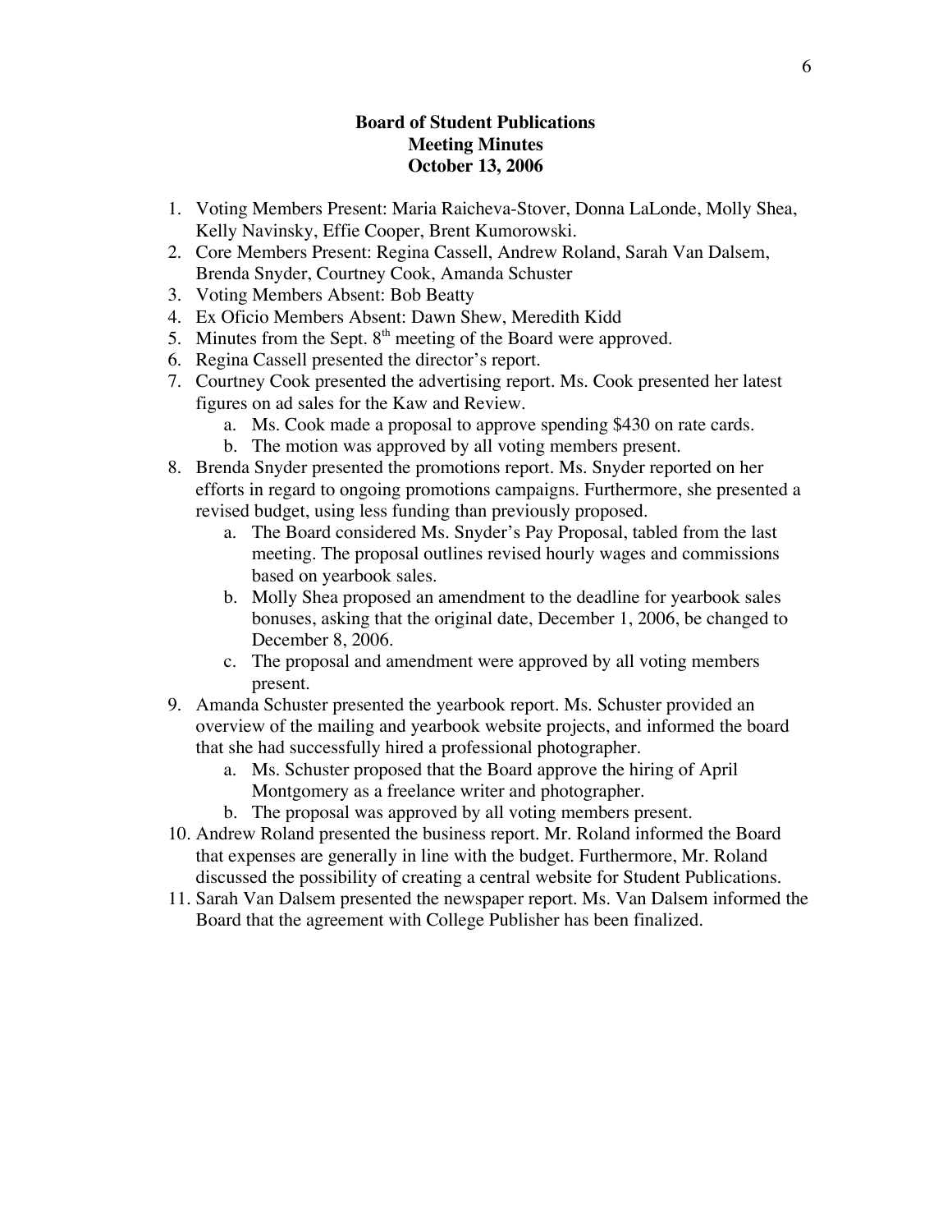**Board of Student Publications**
**Meeting Minutes**
**October 13, 2006**

1. Voting Members Present: Maria Raicheva-Stover, Donna LaLonde, Molly Shea, Kelly Navinsky, Effie Cooper, Brent Kumorowski.
2. Core Members Present: Regina Cassell, Andrew Roland, Sarah Van Dalsem, Brenda Snyder, Courtney Cook, Amanda Schuster
3. Voting Members Absent: Bob Beatty
4. Ex Oficio Members Absent: Dawn Shew, Meredith Kidd
5. Minutes from the Sept. 8th meeting of the Board were approved.
6. Regina Cassell presented the director's report.
7. Courtney Cook presented the advertising report. Ms. Cook presented her latest figures on ad sales for the Kaw and Review.
    a. Ms. Cook made a proposal to approve spending $430 on rate cards.
    b. The motion was approved by all voting members present.
8. Brenda Snyder presented the promotions report. Ms. Snyder reported on her efforts in regard to ongoing promotions campaigns. Furthermore, she presented a revised budget, using less funding than previously proposed.
    a. The Board considered Ms. Snyder's Pay Proposal, tabled from the last meeting. The proposal outlines revised hourly wages and commissions based on yearbook sales.
    b. Molly Shea proposed an amendment to the deadline for yearbook sales bonuses, asking that the original date, December 1, 2006, be changed to December 8, 2006.
    c. The proposal and amendment were approved by all voting members present.
9. Amanda Schuster presented the yearbook report. Ms. Schuster provided an overview of the mailing and yearbook website projects, and informed the board that she had successfully hired a professional photographer.
    a. Ms. Schuster proposed that the Board approve the hiring of April Montgomery as a freelance writer and photographer.
    b. The proposal was approved by all voting members present.
10. Andrew Roland presented the business report. Mr. Roland informed the Board that expenses are generally in line with the budget. Furthermore, Mr. Roland discussed the possibility of creating a central website for Student Publications.
11. Sarah Van Dalsem presented the newspaper report. Ms. Van Dalsem informed the Board that the agreement with College Publisher has been finalized.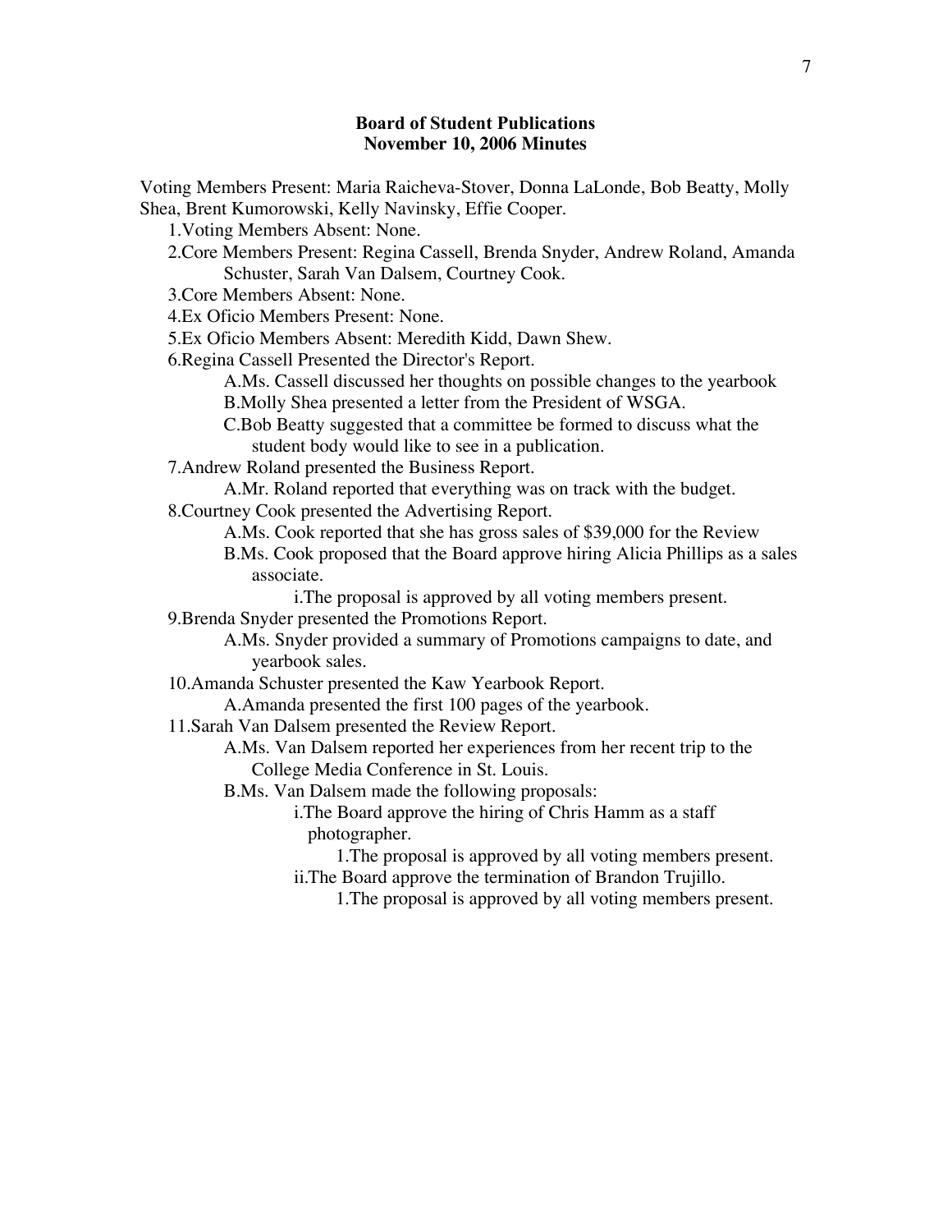**Board of Student Publications**
**November 10, 2006 Minutes**

Voting Members Present: Maria Raicheva-Stover, Donna LaLonde, Bob Beatty, Molly Shea, Brent Kumorowski, Kelly Navinsky, Effie Cooper.

1. Voting Members Absent: None.
2. Core Members Present: Regina Cassell, Brenda Snyder, Andrew Roland, Amanda Schuster, Sarah Van Dalsem, Courtney Cook.
3. Core Members Absent: None.
4. Ex Oficio Members Present: None.
5. Ex Oficio Members Absent: Meredith Kidd, Dawn Shew.
6. Regina Cassell Presented the Director's Report.
    - A. Ms. Cassell discussed her thoughts on possible changes to the yearbook
    - B. Molly Shea presented a letter from the President of WSGA.
    - C. Bob Beatty suggested that a committee be formed to discuss what the student body would like to see in a publication.
7. Andrew Roland presented the Business Report.
    - A. Mr. Roland reported that everything was on track with the budget.
8. Courtney Cook presented the Advertising Report.
    - A. Ms. Cook reported that she has gross sales of $39,000 for the Review
    - B. Ms. Cook proposed that the Board approve hiring Alicia Phillips as a sales associate.
        - i. The proposal is approved by all voting members present.
9. Brenda Snyder presented the Promotions Report.
    - A. Ms. Snyder provided a summary of Promotions campaigns to date, and yearbook sales.
10. Amanda Schuster presented the Kaw Yearbook Report.
    - A. Amanda presented the first 100 pages of the yearbook.
11. Sarah Van Dalsem presented the Review Report.
    - A. Ms. Van Dalsem reported her experiences from her recent trip to the College Media Conference in St. Louis.
    - B. Ms. Van Dalsem made the following proposals:
        - i. The Board approve the hiring of Chris Hamm as a staff photographer.
            - 1. The proposal is approved by all voting members present.
        - ii. The Board approve the termination of Brandon Trujillo.
            - 1. The proposal is approved by all voting members present.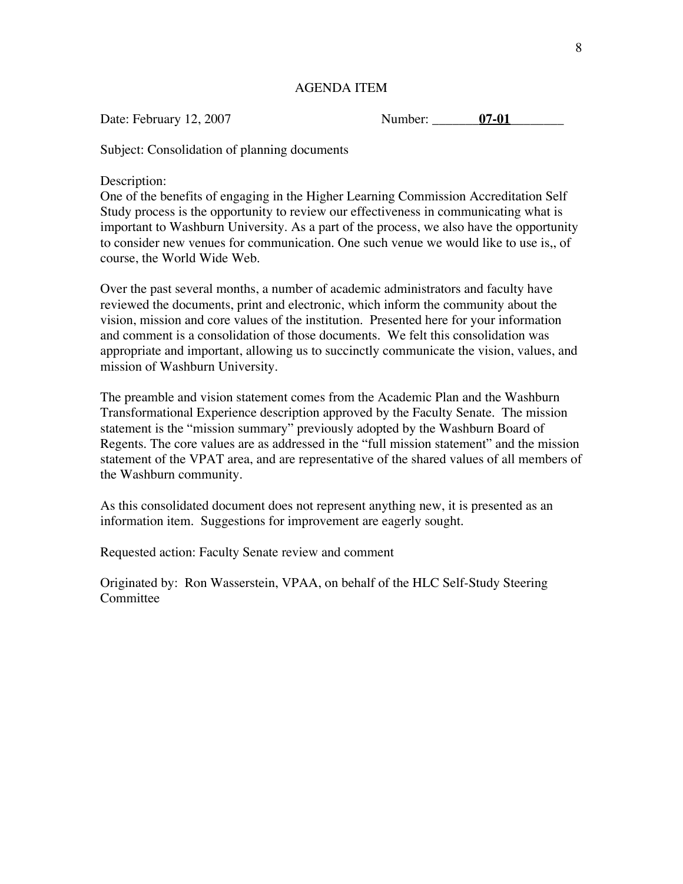AGENDA ITEM

Date: February 12, 2007 Number: **07-01**

Subject: Consolidation of planning documents

Description:
One of the benefits of engaging in the Higher Learning Commission Accreditation Self Study process is the opportunity to review our effectiveness in communicating what is important to Washburn University. As a part of the process, we also have the opportunity to consider new venues for communication. One such venue we would like to use is,, of course, the World Wide Web.

Over the past several months, a number of academic administrators and faculty have reviewed the documents, print and electronic, which inform the community about the vision, mission and core values of the institution. Presented here for your information and comment is a consolidation of those documents. We felt this consolidation was appropriate and important, allowing us to succinctly communicate the vision, values, and mission of Washburn University.

The preamble and vision statement comes from the Academic Plan and the Washburn Transformational Experience description approved by the Faculty Senate. The mission statement is the "mission summary" previously adopted by the Washburn Board of Regents. The core values are as addressed in the "full mission statement" and the mission statement of the VPAT area, and are representative of the shared values of all members of the Washburn community.

As this consolidated document does not represent anything new, it is presented as an information item. Suggestions for improvement are eagerly sought.

Requested action: Faculty Senate review and comment

Originated by: Ron Wasserstein, VPAA, on behalf of the HLC Self-Study Steering Committee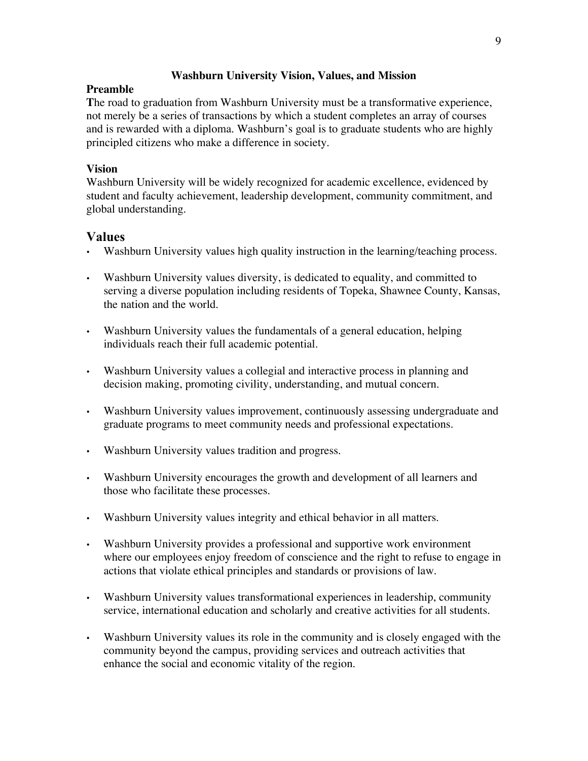## Washburn University Vision, Values, and Mission

### Preamble

The road to graduation from Washburn University must be a transformative experience, not merely be a series of transactions by which a student completes an array of courses and is rewarded with a diploma. Washburn's goal is to graduate students who are highly principled citizens who make a difference in society.

### Vision

Washburn University will be widely recognized for academic excellence, evidenced by student and faculty achievement, leadership development, community commitment, and global understanding.

## Values

- Washburn University values high quality instruction in the learning/teaching process.
- Washburn University values diversity, is dedicated to equality, and committed to serving a diverse population including residents of Topeka, Shawnee County, Kansas, the nation and the world.
- Washburn University values the fundamentals of a general education, helping individuals reach their full academic potential.
- Washburn University values a collegial and interactive process in planning and decision making, promoting civility, understanding, and mutual concern.
- Washburn University values improvement, continuously assessing undergraduate and graduate programs to meet community needs and professional expectations.
- Washburn University values tradition and progress.
- Washburn University encourages the growth and development of all learners and those who facilitate these processes.
- Washburn University values integrity and ethical behavior in all matters.
- Washburn University provides a professional and supportive work environment where our employees enjoy freedom of conscience and the right to refuse to engage in actions that violate ethical principles and standards or provisions of law.
- Washburn University values transformational experiences in leadership, community service, international education and scholarly and creative activities for all students.
- Washburn University values its role in the community and is closely engaged with the community beyond the campus, providing services and outreach activities that enhance the social and economic vitality of the region.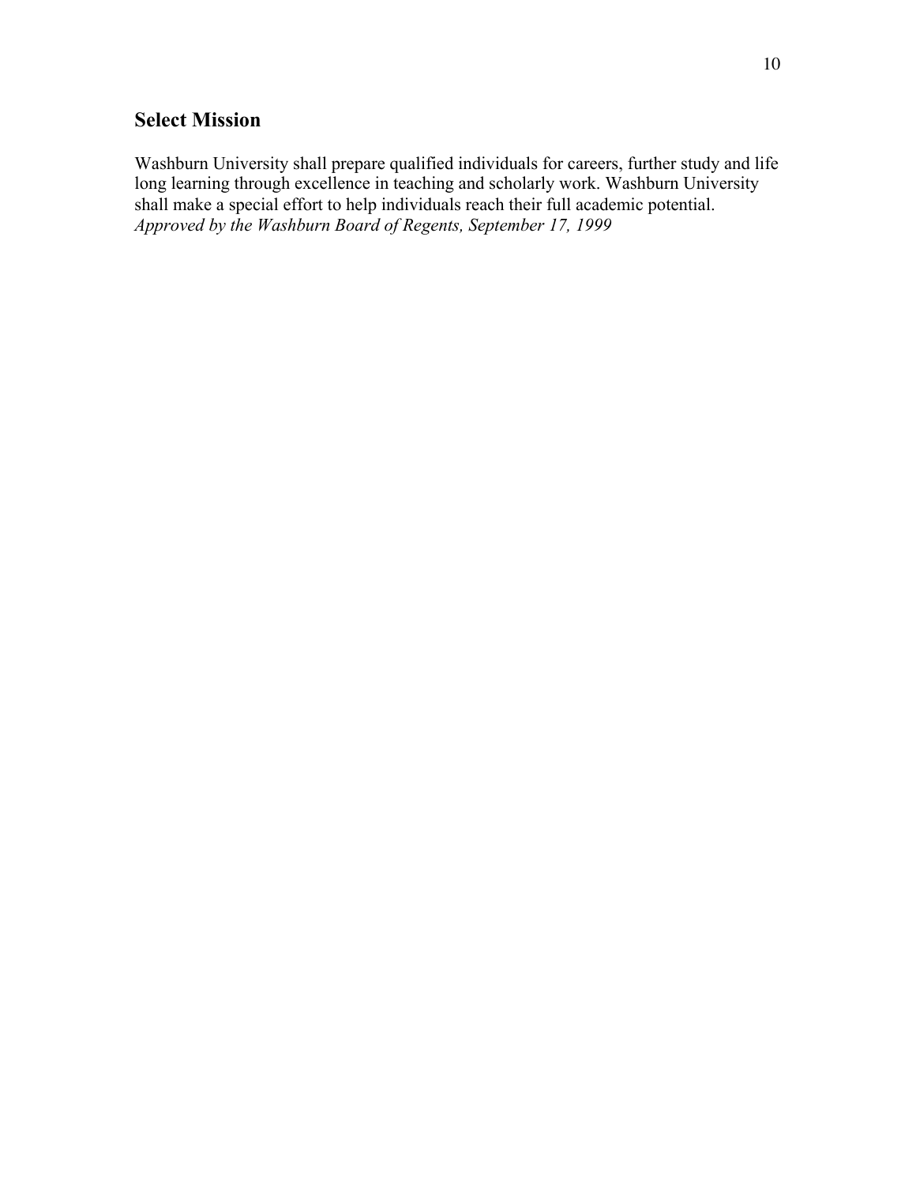## Select Mission

Washburn University shall prepare qualified individuals for careers, further study and life long learning through excellence in teaching and scholarly work. Washburn University shall make a special effort to help individuals reach their full academic potential.
*Approved by the Washburn Board of Regents, September 17, 1999*